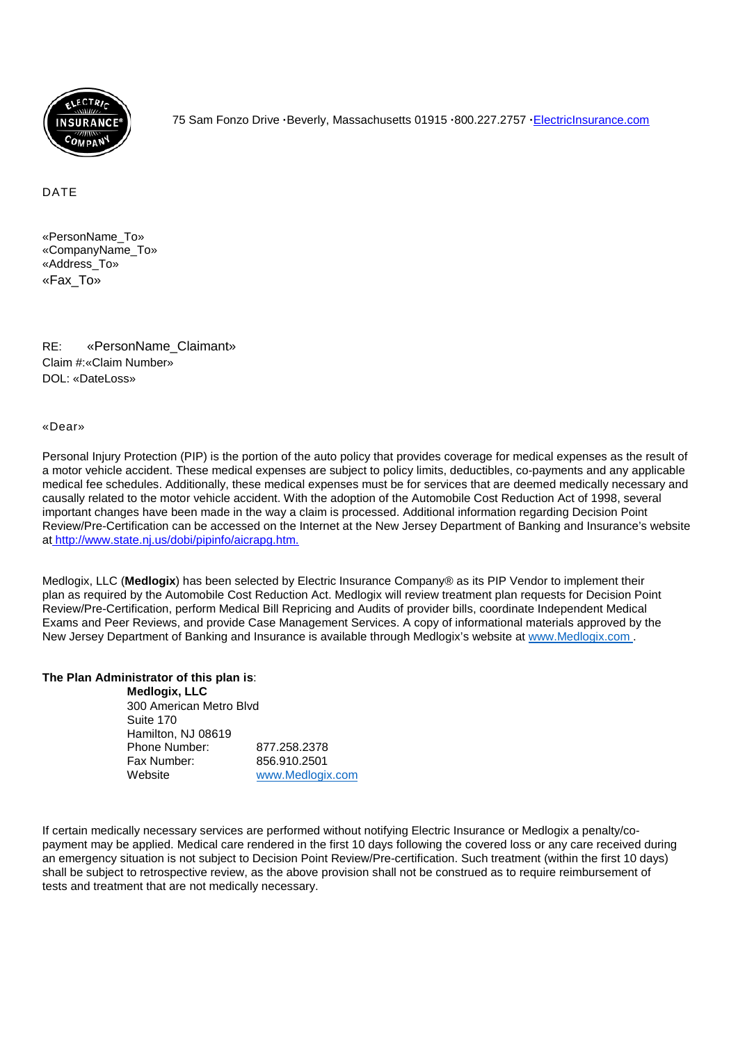ELECTRIC INSURANCE® COMPANY

75 Sam Fonzo Drive • Beverly, Massachusetts 01915 • 800.227.2757 • [ElectricInsurance.com](http://ElectricInsurance.com)

DATE

«PersonName_To»
«CompanyName_To»
«Address_To»
«Fax_To»

RE: «PersonName_Claimant»
Claim #:«Claim Number»
DOL: «DateLoss»

«Dear»

Personal Injury Protection (PIP) is the portion of the auto policy that provides coverage for medical expenses as the result of a motor vehicle accident. These medical expenses are subject to policy limits, deductibles, co-payments and any applicable medical fee schedules. Additionally, these medical expenses must be for services that are deemed medically necessary and causally related to the motor vehicle accident. With the adoption of the Automobile Cost Reduction Act of 1998, several important changes have been made in the way a claim is processed. Additional information regarding Decision Point Review/Pre-Certification can be accessed on the Internet at the New Jersey Department of Banking and Insurance's website at http://www.state.nj.us/dobi/pipinfo/aicrapg.htm.

Medlogix, LLC (**Medlogix**) has been selected by Electric Insurance Company® as its PIP Vendor to implement their plan as required by the Automobile Cost Reduction Act. Medlogix will review treatment plan requests for Decision Point Review/Pre-Certification, perform Medical Bill Repricing and Audits of provider bills, coordinate Independent Medical Exams and Peer Reviews, and provide Case Management Services. A copy of informational materials approved by the New Jersey Department of Banking and Insurance is available through Medlogix's website at www.Medlogix.com .

**The Plan Administrator of this plan is**:

**Medlogix, LLC**
300 American Metro Blvd
Suite 170
Hamilton, NJ 08619

| | |
|---|---|
| Phone Number: | 877.258.2378 |
| Fax Number: | 856.910.2501 |
| Website | www.Medlogix.com |

If certain medically necessary services are performed without notifying Electric Insurance or Medlogix a penalty/co-payment may be applied. Medical care rendered in the first 10 days following the covered loss or any care received during an emergency situation is not subject to Decision Point Review/Pre-certification. Such treatment (within the first 10 days) shall be subject to retrospective review, as the above provision shall not be construed as to require reimbursement of tests and treatment that are not medically necessary.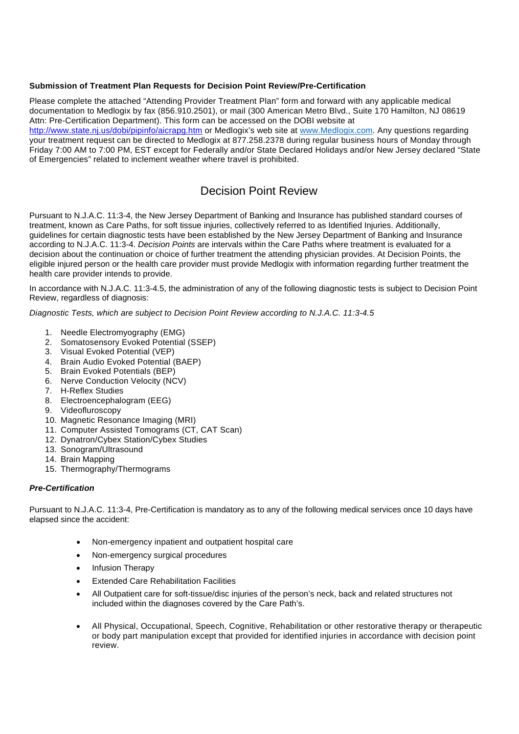**Submission of Treatment Plan Requests for Decision Point Review/Pre-Certification**

Please complete the attached “Attending Provider Treatment Plan” form and forward with any applicable medical documentation to Medlogix by fax (856.910.2501), or mail (300 American Metro Blvd., Suite 170 Hamilton, NJ 08619 Attn: Pre-Certification Department). This form can be accessed on the DOBI website at http://www.state.nj.us/dobi/pipinfo/aicrapg.htm or Medlogix’s web site at www.Medlogix.com. Any questions regarding your treatment request can be directed to Medlogix at 877.258.2378 during regular business hours of Monday through Friday 7:00 AM to 7:00 PM, EST except for Federally and/or State Declared Holidays and/or New Jersey declared “State of Emergencies” related to inclement weather where travel is prohibited.

# Decision Point Review

Pursuant to N.J.A.C. 11:3-4, the New Jersey Department of Banking and Insurance has published standard courses of treatment, known as Care Paths, for soft tissue injuries, collectively referred to as Identified Injuries. Additionally, guidelines for certain diagnostic tests have been established by the New Jersey Department of Banking and Insurance according to N.J.A.C. 11:3-4. *Decision Points* are intervals within the Care Paths where treatment is evaluated for a decision about the continuation or choice of further treatment the attending physician provides. At Decision Points, the eligible injured person or the health care provider must provide Medlogix with information regarding further treatment the health care provider intends to provide.

In accordance with N.J.A.C. 11:3-4.5, the administration of any of the following diagnostic tests is subject to Decision Point Review, regardless of diagnosis:

*Diagnostic Tests, which are subject to Decision Point Review according to N.J.A.C. 11:3-4.5*

1. Needle Electromyography (EMG)
2. Somatosensory Evoked Potential (SSEP)
3. Visual Evoked Potential (VEP)
4. Brain Audio Evoked Potential (BAEP)
5. Brain Evoked Potentials (BEP)
6. Nerve Conduction Velocity (NCV)
7. H-Reflex Studies
8. Electroencephalogram (EEG)
9. Videofluroscopy
10. Magnetic Resonance Imaging (MRI)
11. Computer Assisted Tomograms (CT, CAT Scan)
12. Dynatron/Cybex Station/Cybex Studies
13. Sonogram/Ultrasound
14. Brain Mapping
15. Thermography/Thermograms

***Pre-Certification***

Pursuant to N.J.A.C. 11:3-4, Pre-Certification is mandatory as to any of the following medical services once 10 days have elapsed since the accident:

- Non-emergency inpatient and outpatient hospital care
- Non-emergency surgical procedures
- Infusion Therapy
- Extended Care Rehabilitation Facilities
- All Outpatient care for soft-tissue/disc injuries of the person’s neck, back and related structures not included within the diagnoses covered by the Care Path’s.
- All Physical, Occupational, Speech, Cognitive, Rehabilitation or other restorative therapy or therapeutic or body part manipulation except that provided for identified injuries in accordance with decision point review.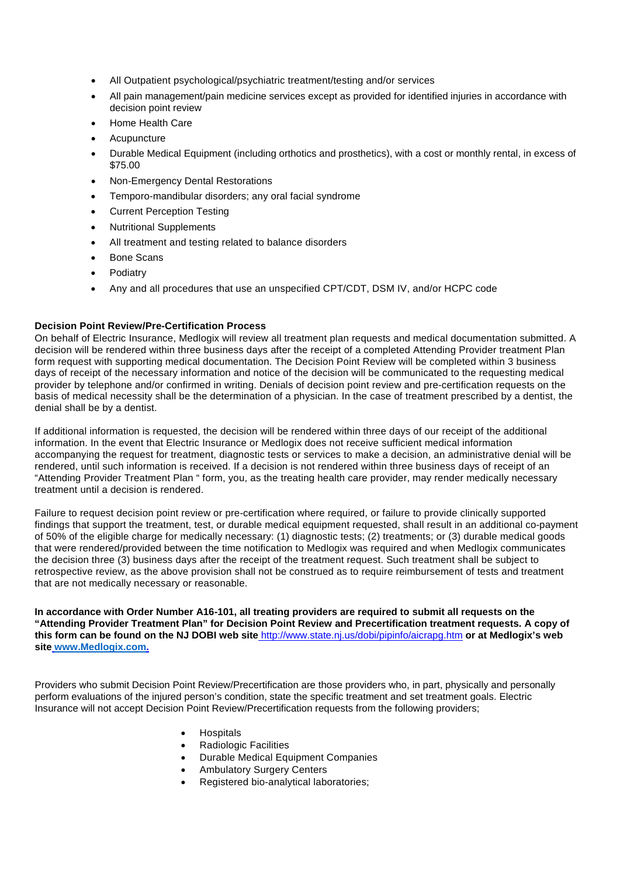- All Outpatient psychological/psychiatric treatment/testing and/or services
- All pain management/pain medicine services except as provided for identified injuries in accordance with decision point review
- Home Health Care
- Acupuncture
- Durable Medical Equipment (including orthotics and prosthetics), with a cost or monthly rental, in excess of $75.00
- Non-Emergency Dental Restorations
- Temporo-mandibular disorders; any oral facial syndrome
- Current Perception Testing
- Nutritional Supplements
- All treatment and testing related to balance disorders
- Bone Scans
- Podiatry
- Any and all procedures that use an unspecified CPT/CDT, DSM IV, and/or HCPC code

**Decision Point Review/Pre-Certification Process**

On behalf of Electric Insurance, Medlogix will review all treatment plan requests and medical documentation submitted. A decision will be rendered within three business days after the receipt of a completed Attending Provider treatment Plan form request with supporting medical documentation. The Decision Point Review will be completed within 3 business days of receipt of the necessary information and notice of the decision will be communicated to the requesting medical provider by telephone and/or confirmed in writing. Denials of decision point review and pre-certification requests on the basis of medical necessity shall be the determination of a physician. In the case of treatment prescribed by a dentist, the denial shall be by a dentist.

If additional information is requested, the decision will be rendered within three days of our receipt of the additional information. In the event that Electric Insurance or Medlogix does not receive sufficient medical information accompanying the request for treatment, diagnostic tests or services to make a decision, an administrative denial will be rendered, until such information is received. If a decision is not rendered within three business days of receipt of an "Attending Provider Treatment Plan " form, you, as the treating health care provider, may render medically necessary treatment until a decision is rendered.

Failure to request decision point review or pre-certification where required, or failure to provide clinically supported findings that support the treatment, test, or durable medical equipment requested, shall result in an additional co-payment of 50% of the eligible charge for medically necessary: (1) diagnostic tests; (2) treatments; or (3) durable medical goods that were rendered/provided between the time notification to Medlogix was required and when Medlogix communicates the decision three (3) business days after the receipt of the treatment request. Such treatment shall be subject to retrospective review, as the above provision shall not be construed as to require reimbursement of tests and treatment that are not medically necessary or reasonable.

**In accordance with Order Number A16-101, all treating providers are required to submit all requests on the "Attending Provider Treatment Plan" for Decision Point Review and Precertification treatment requests. A copy of this form can be found on the NJ DOBI web site** http://www.state.nj.us/dobi/pipinfo/aicrapg.htm **or at Medlogix's web site** **www.Medlogix.com.**

Providers who submit Decision Point Review/Precertification are those providers who, in part, physically and personally perform evaluations of the injured person's condition, state the specific treatment and set treatment goals. Electric Insurance will not accept Decision Point Review/Precertification requests from the following providers;

- Hospitals
- Radiologic Facilities
- Durable Medical Equipment Companies
- Ambulatory Surgery Centers
- Registered bio-analytical laboratories;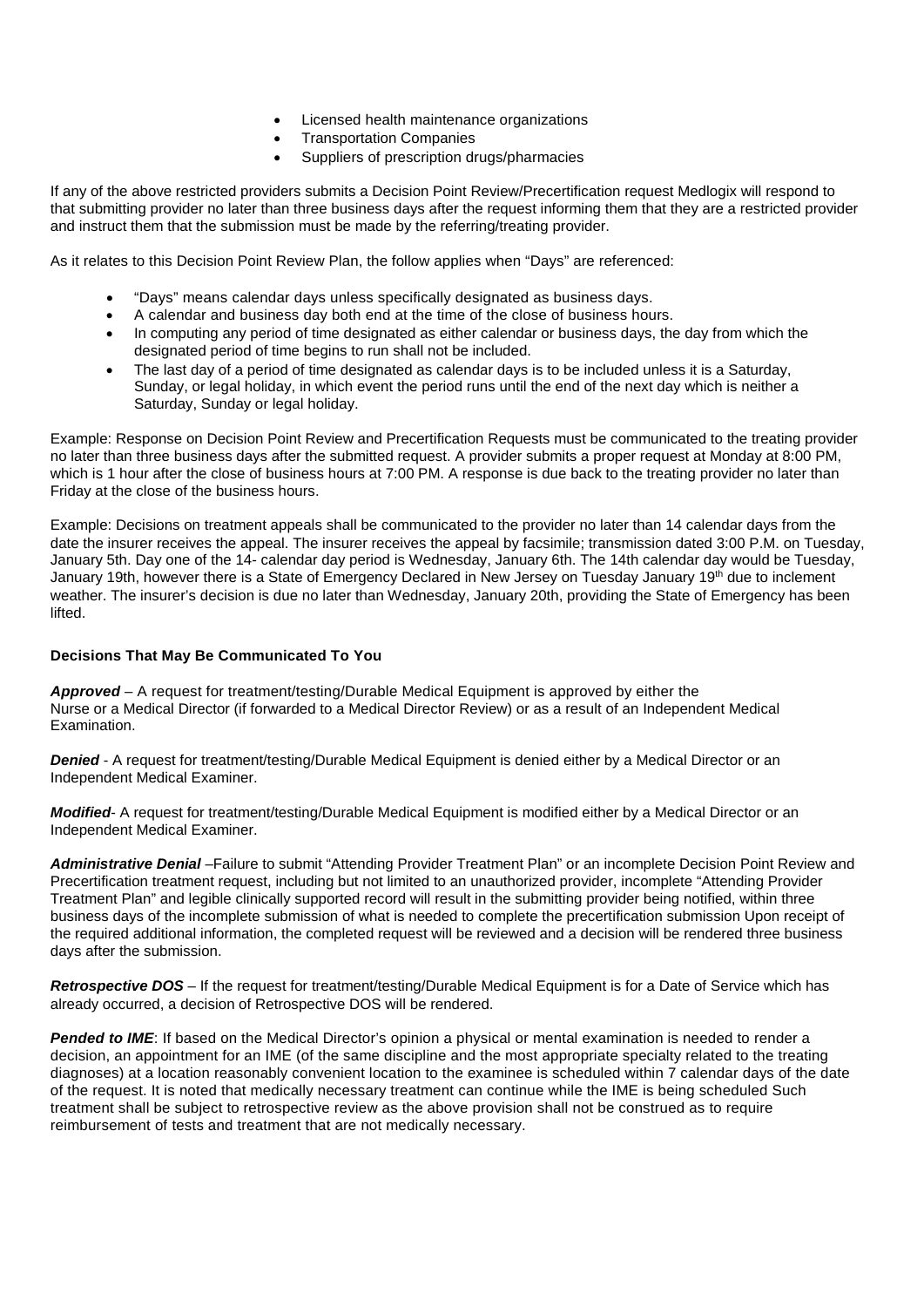- Licensed health maintenance organizations
- Transportation Companies
- Suppliers of prescription drugs/pharmacies

If any of the above restricted providers submits a Decision Point Review/Precertification request Medlogix will respond to that submitting provider no later than three business days after the request informing them that they are a restricted provider and instruct them that the submission must be made by the referring/treating provider.

As it relates to this Decision Point Review Plan, the follow applies when "Days" are referenced:

- "Days" means calendar days unless specifically designated as business days.
- A calendar and business day both end at the time of the close of business hours.
- In computing any period of time designated as either calendar or business days, the day from which the designated period of time begins to run shall not be included.
- The last day of a period of time designated as calendar days is to be included unless it is a Saturday, Sunday, or legal holiday, in which event the period runs until the end of the next day which is neither a Saturday, Sunday or legal holiday.

Example: Response on Decision Point Review and Precertification Requests must be communicated to the treating provider no later than three business days after the submitted request. A provider submits a proper request at Monday at 8:00 PM, which is 1 hour after the close of business hours at 7:00 PM. A response is due back to the treating provider no later than Friday at the close of the business hours.

Example: Decisions on treatment appeals shall be communicated to the provider no later than 14 calendar days from the date the insurer receives the appeal. The insurer receives the appeal by facsimile; transmission dated 3:00 P.M. on Tuesday, January 5th. Day one of the 14- calendar day period is Wednesday, January 6th. The 14th calendar day would be Tuesday, January 19th, however there is a State of Emergency Declared in New Jersey on Tuesday January 19th due to inclement weather. The insurer's decision is due no later than Wednesday, January 20th, providing the State of Emergency has been lifted.

**Decisions That May Be Communicated To You**

***Approved*** – A request for treatment/testing/Durable Medical Equipment is approved by either the Nurse or a Medical Director (if forwarded to a Medical Director Review) or as a result of an Independent Medical Examination.

***Denied*** - A request for treatment/testing/Durable Medical Equipment is denied either by a Medical Director or an Independent Medical Examiner.

***Modified***- A request for treatment/testing/Durable Medical Equipment is modified either by a Medical Director or an Independent Medical Examiner.

***Administrative Denial*** –Failure to submit "Attending Provider Treatment Plan" or an incomplete Decision Point Review and Precertification treatment request, including but not limited to an unauthorized provider, incomplete "Attending Provider Treatment Plan" and legible clinically supported record will result in the submitting provider being notified, within three business days of the incomplete submission of what is needed to complete the precertification submission Upon receipt of the required additional information, the completed request will be reviewed and a decision will be rendered three business days after the submission.

***Retrospective DOS*** – If the request for treatment/testing/Durable Medical Equipment is for a Date of Service which has already occurred, a decision of Retrospective DOS will be rendered.

***Pended to IME***: If based on the Medical Director's opinion a physical or mental examination is needed to render a decision, an appointment for an IME (of the same discipline and the most appropriate specialty related to the treating diagnoses) at a location reasonably convenient location to the examinee is scheduled within 7 calendar days of the date of the request. It is noted that medically necessary treatment can continue while the IME is being scheduled Such treatment shall be subject to retrospective review as the above provision shall not be construed as to require reimbursement of tests and treatment that are not medically necessary.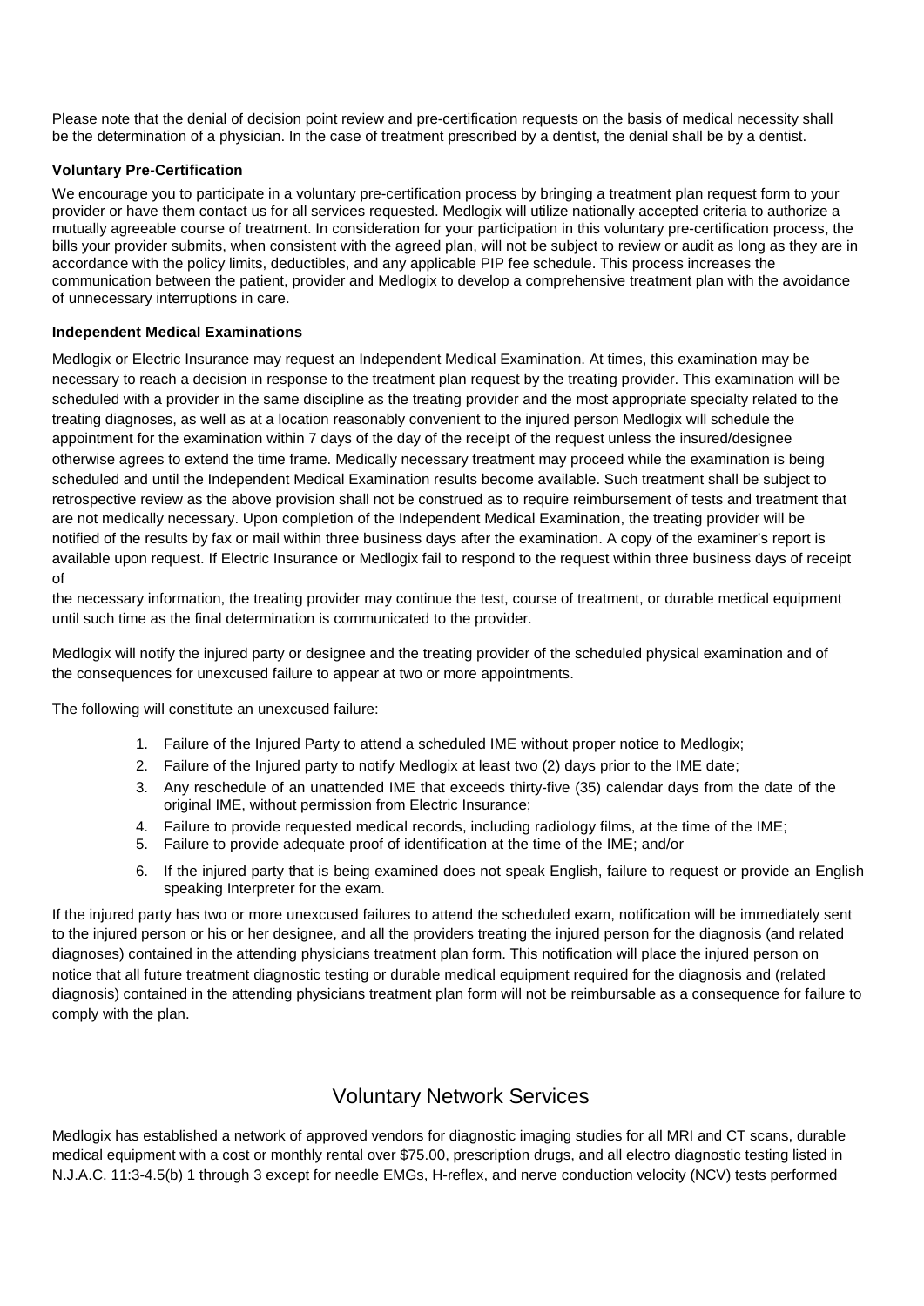Please note that the denial of decision point review and pre-certification requests on the basis of medical necessity shall be the determination of a physician. In the case of treatment prescribed by a dentist, the denial shall be by a dentist.

**Voluntary Pre-Certification**

We encourage you to participate in a voluntary pre-certification process by bringing a treatment plan request form to your provider or have them contact us for all services requested. Medlogix will utilize nationally accepted criteria to authorize a mutually agreeable course of treatment. In consideration for your participation in this voluntary pre-certification process, the bills your provider submits, when consistent with the agreed plan, will not be subject to review or audit as long as they are in accordance with the policy limits, deductibles, and any applicable PIP fee schedule. This process increases the communication between the patient, provider and Medlogix to develop a comprehensive treatment plan with the avoidance of unnecessary interruptions in care.

**Independent Medical Examinations**

Medlogix or Electric Insurance may request an Independent Medical Examination. At times, this examination may be necessary to reach a decision in response to the treatment plan request by the treating provider. This examination will be scheduled with a provider in the same discipline as the treating provider and the most appropriate specialty related to the treating diagnoses, as well as at a location reasonably convenient to the injured person Medlogix will schedule the appointment for the examination within 7 days of the day of the receipt of the request unless the insured/designee otherwise agrees to extend the time frame. Medically necessary treatment may proceed while the examination is being scheduled and until the Independent Medical Examination results become available. Such treatment shall be subject to retrospective review as the above provision shall not be construed as to require reimbursement of tests and treatment that are not medically necessary. Upon completion of the Independent Medical Examination, the treating provider will be notified of the results by fax or mail within three business days after the examination. A copy of the examiner's report is available upon request. If Electric Insurance or Medlogix fail to respond to the request within three business days of receipt of

the necessary information, the treating provider may continue the test, course of treatment, or durable medical equipment until such time as the final determination is communicated to the provider.

Medlogix will notify the injured party or designee and the treating provider of the scheduled physical examination and of the consequences for unexcused failure to appear at two or more appointments.

The following will constitute an unexcused failure:

1. Failure of the Injured Party to attend a scheduled IME without proper notice to Medlogix;
2. Failure of the Injured party to notify Medlogix at least two (2) days prior to the IME date;
3. Any reschedule of an unattended IME that exceeds thirty-five (35) calendar days from the date of the original IME, without permission from Electric Insurance;
4. Failure to provide requested medical records, including radiology films, at the time of the IME;
5. Failure to provide adequate proof of identification at the time of the IME; and/or
6. If the injured party that is being examined does not speak English, failure to request or provide an English speaking Interpreter for the exam.

If the injured party has two or more unexcused failures to attend the scheduled exam, notification will be immediately sent to the injured person or his or her designee, and all the providers treating the injured person for the diagnosis (and related diagnoses) contained in the attending physicians treatment plan form. This notification will place the injured person on notice that all future treatment diagnostic testing or durable medical equipment required for the diagnosis and (related diagnosis) contained in the attending physicians treatment plan form will not be reimbursable as a consequence for failure to comply with the plan.

## Voluntary Network Services

Medlogix has established a network of approved vendors for diagnostic imaging studies for all MRI and CT scans, durable medical equipment with a cost or monthly rental over $75.00, prescription drugs, and all electro diagnostic testing listed in N.J.A.C. 11:3-4.5(b) 1 through 3 except for needle EMGs, H-reflex, and nerve conduction velocity (NCV) tests performed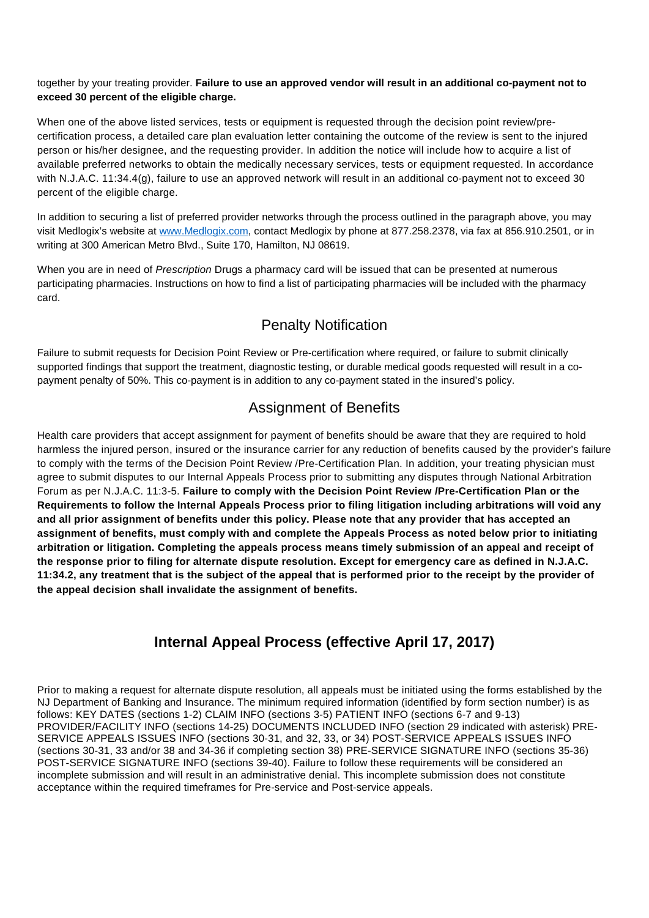together by your treating provider. **Failure to use an approved vendor will result in an additional co-payment not to exceed 30 percent of the eligible charge.**

When one of the above listed services, tests or equipment is requested through the decision point review/pre-certification process, a detailed care plan evaluation letter containing the outcome of the review is sent to the injured person or his/her designee, and the requesting provider. In addition the notice will include how to acquire a list of available preferred networks to obtain the medically necessary services, tests or equipment requested. In accordance with N.J.A.C. 11:34.4(g), failure to use an approved network will result in an additional co-payment not to exceed 30 percent of the eligible charge.

In addition to securing a list of preferred provider networks through the process outlined in the paragraph above, you may visit Medlogix's website at [www.Medlogix.com](http://www.Medlogix.com), contact Medlogix by phone at 877.258.2378, via fax at 856.910.2501, or in writing at 300 American Metro Blvd., Suite 170, Hamilton, NJ 08619.

When you are in need of *Prescription* Drugs a pharmacy card will be issued that can be presented at numerous participating pharmacies. Instructions on how to find a list of participating pharmacies will be included with the pharmacy card.

## Penalty Notification

Failure to submit requests for Decision Point Review or Pre-certification where required, or failure to submit clinically supported findings that support the treatment, diagnostic testing, or durable medical goods requested will result in a co-payment penalty of 50%. This co-payment is in addition to any co-payment stated in the insured's policy.

## Assignment of Benefits

Health care providers that accept assignment for payment of benefits should be aware that they are required to hold harmless the injured person, insured or the insurance carrier for any reduction of benefits caused by the provider's failure to comply with the terms of the Decision Point Review /Pre-Certification Plan. In addition, your treating physician must agree to submit disputes to our Internal Appeals Process prior to submitting any disputes through National Arbitration Forum as per N.J.A.C. 11:3-5. **Failure to comply with the Decision Point Review /Pre-Certification Plan or the Requirements to follow the Internal Appeals Process prior to filing litigation including arbitrations will void any and all prior assignment of benefits under this policy. Please note that any provider that has accepted an assignment of benefits, must comply with and complete the Appeals Process as noted below prior to initiating arbitration or litigation. Completing the appeals process means timely submission of an appeal and receipt of the response prior to filing for alternate dispute resolution. Except for emergency care as defined in N.J.A.C. 11:34.2, any treatment that is the subject of the appeal that is performed prior to the receipt by the provider of the appeal decision shall invalidate the assignment of benefits.**

## Internal Appeal Process (effective April 17, 2017)

Prior to making a request for alternate dispute resolution, all appeals must be initiated using the forms established by the NJ Department of Banking and Insurance. The minimum required information (identified by form section number) is as follows: KEY DATES (sections 1-2) CLAIM INFO (sections 3-5) PATIENT INFO (sections 6-7 and 9-13) PROVIDER/FACILITY INFO (sections 14-25) DOCUMENTS INCLUDED INFO (section 29 indicated with asterisk) PRE-SERVICE APPEALS ISSUES INFO (sections 30-31, and 32, 33, or 34) POST-SERVICE APPEALS ISSUES INFO (sections 30-31, 33 and/or 38 and 34-36 if completing section 38) PRE-SERVICE SIGNATURE INFO (sections 35-36) POST-SERVICE SIGNATURE INFO (sections 39-40). Failure to follow these requirements will be considered an incomplete submission and will result in an administrative denial. This incomplete submission does not constitute acceptance within the required timeframes for Pre-service and Post-service appeals.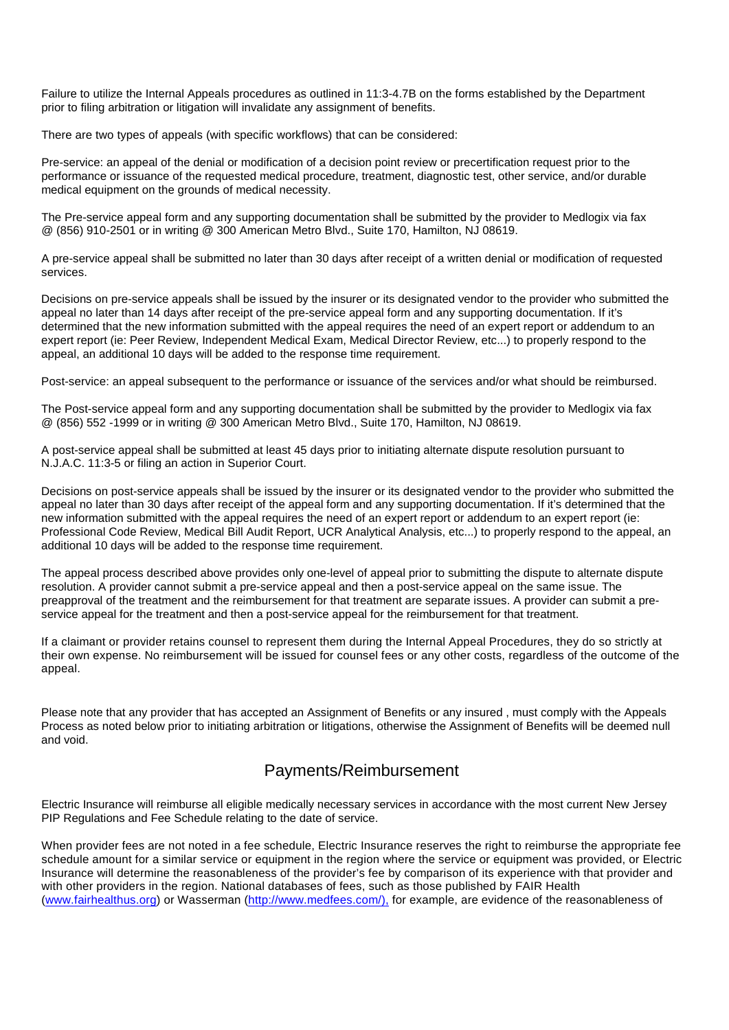Failure to utilize the Internal Appeals procedures as outlined in 11:3-4.7B on the forms established by the Department prior to filing arbitration or litigation will invalidate any assignment of benefits.

There are two types of appeals (with specific workflows) that can be considered:

Pre-service: an appeal of the denial or modification of a decision point review or precertification request prior to the performance or issuance of the requested medical procedure, treatment, diagnostic test, other service, and/or durable medical equipment on the grounds of medical necessity.

The Pre-service appeal form and any supporting documentation shall be submitted by the provider to Medlogix via fax @ (856) 910-2501 or in writing @ 300 American Metro Blvd., Suite 170, Hamilton, NJ 08619.

A pre-service appeal shall be submitted no later than 30 days after receipt of a written denial or modification of requested services.

Decisions on pre-service appeals shall be issued by the insurer or its designated vendor to the provider who submitted the appeal no later than 14 days after receipt of the pre-service appeal form and any supporting documentation. If it's determined that the new information submitted with the appeal requires the need of an expert report or addendum to an expert report (ie: Peer Review, Independent Medical Exam, Medical Director Review, etc...) to properly respond to the appeal, an additional 10 days will be added to the response time requirement.

Post-service: an appeal subsequent to the performance or issuance of the services and/or what should be reimbursed.

The Post-service appeal form and any supporting documentation shall be submitted by the provider to Medlogix via fax @ (856) 552 -1999 or in writing @ 300 American Metro Blvd., Suite 170, Hamilton, NJ 08619.

A post-service appeal shall be submitted at least 45 days prior to initiating alternate dispute resolution pursuant to N.J.A.C. 11:3-5 or filing an action in Superior Court.

Decisions on post-service appeals shall be issued by the insurer or its designated vendor to the provider who submitted the appeal no later than 30 days after receipt of the appeal form and any supporting documentation. If it's determined that the new information submitted with the appeal requires the need of an expert report or addendum to an expert report (ie: Professional Code Review, Medical Bill Audit Report, UCR Analytical Analysis, etc...) to properly respond to the appeal, an additional 10 days will be added to the response time requirement.

The appeal process described above provides only one-level of appeal prior to submitting the dispute to alternate dispute resolution. A provider cannot submit a pre-service appeal and then a post-service appeal on the same issue. The preapproval of the treatment and the reimbursement for that treatment are separate issues. A provider can submit a pre-service appeal for the treatment and then a post-service appeal for the reimbursement for that treatment.

If a claimant or provider retains counsel to represent them during the Internal Appeal Procedures, they do so strictly at their own expense. No reimbursement will be issued for counsel fees or any other costs, regardless of the outcome of the appeal.

Please note that any provider that has accepted an Assignment of Benefits or any insured , must comply with the Appeals Process as noted below prior to initiating arbitration or litigations, otherwise the Assignment of Benefits will be deemed null and void.

## Payments/Reimbursement

Electric Insurance will reimburse all eligible medically necessary services in accordance with the most current New Jersey PIP Regulations and Fee Schedule relating to the date of service.

When provider fees are not noted in a fee schedule, Electric Insurance reserves the right to reimburse the appropriate fee schedule amount for a similar service or equipment in the region where the service or equipment was provided, or Electric Insurance will determine the reasonableness of the provider's fee by comparison of its experience with that provider and with other providers in the region. National databases of fees, such as those published by FAIR Health (www.fairhealthus.org) or Wasserman (http://www.medfees.com/), for example, are evidence of the reasonableness of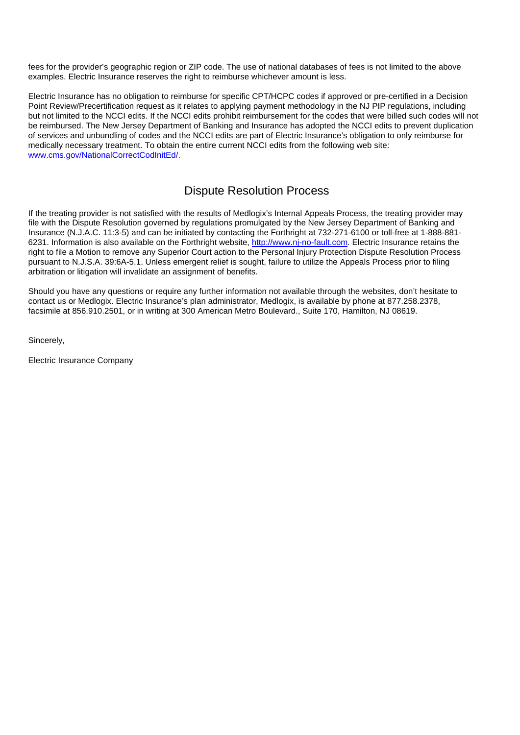fees for the provider's geographic region or ZIP code. The use of national databases of fees is not limited to the above examples. Electric Insurance reserves the right to reimburse whichever amount is less.

Electric Insurance has no obligation to reimburse for specific CPT/HCPC codes if approved or pre-certified in a Decision Point Review/Precertification request as it relates to applying payment methodology in the NJ PIP regulations, including but not limited to the NCCI edits. If the NCCI edits prohibit reimbursement for the codes that were billed such codes will not be reimbursed. The New Jersey Department of Banking and Insurance has adopted the NCCI edits to prevent duplication of services and unbundling of codes and the NCCI edits are part of Electric Insurance's obligation to only reimburse for medically necessary treatment. To obtain the entire current NCCI edits from the following web site: [www.cms.gov/NationalCorrectCodInitEd/.](www.cms.gov/NationalCorrectCodInitEd/)

## Dispute Resolution Process

If the treating provider is not satisfied with the results of Medlogix's Internal Appeals Process, the treating provider may file with the Dispute Resolution governed by regulations promulgated by the New Jersey Department of Banking and Insurance (N.J.A.C. 11:3-5) and can be initiated by contacting the Forthright at 732-271-6100 or toll-free at 1-888-881-6231. Information is also available on the Forthright website, [http://www.nj-no-fault.com](http://www.nj-no-fault.com). Electric Insurance retains the right to file a Motion to remove any Superior Court action to the Personal Injury Protection Dispute Resolution Process pursuant to N.J.S.A. 39:6A-5.1. Unless emergent relief is sought, failure to utilize the Appeals Process prior to filing arbitration or litigation will invalidate an assignment of benefits.

Should you have any questions or require any further information not available through the websites, don't hesitate to contact us or Medlogix. Electric Insurance's plan administrator, Medlogix, is available by phone at 877.258.2378, facsimile at 856.910.2501, or in writing at 300 American Metro Boulevard., Suite 170, Hamilton, NJ 08619.

Sincerely,

Electric Insurance Company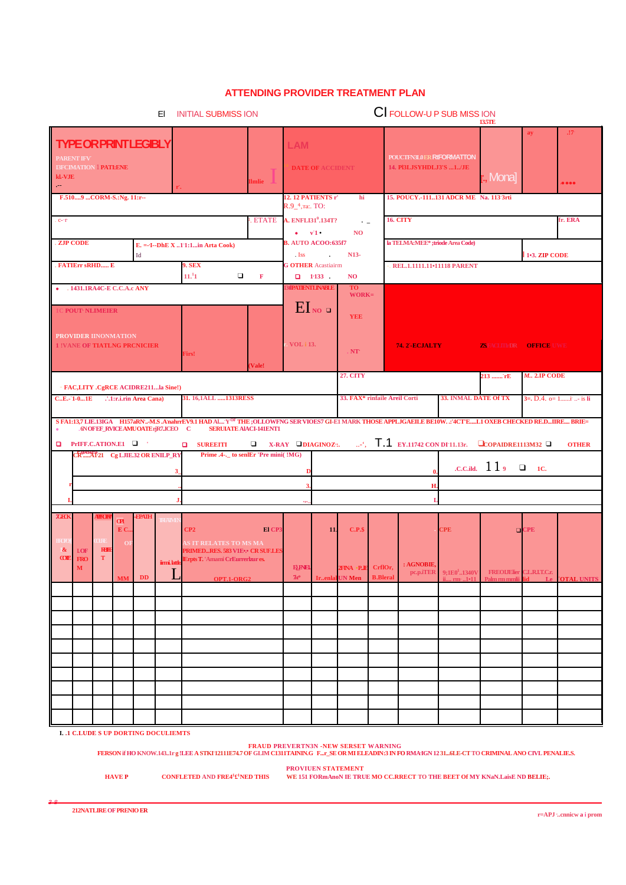# ATTENDING PROVIDER TREATMENT PLAN

EI INITIAL SUBMISS ION        CI FOLLOW-U P SUB MISS ION 135TE

| TYPE OR PRINT LEGIBLY PARENT IFV I3FCIMATION I PATI:ENE kl-VJE .-- | r'. | Ilmlie I | LAM DATE OF ACCIDENT | | POUCTFN3L0ER RtFORMATTON 14. PI3LJSYHDLJ3'S ...L./JE | [., Mona] | ay | .17 •••• |
|---|---|---|---|---|---|---|---|---|
| F.510....9 ...CORM-S.:Ng. 11:r-- | | | 12. 12 PATIENTS r' R,9_4,ra:. TO: | hi | 15. POUCY.-111..131 ADCR ME Na. 113'3rti | | | |
| c- r | | !. ETATE | A. ENFLI31[0].134T? • v'1 • | . _ NO | 16. CITY | | | fr. ERA |
| ZJP CODE | E. =-I--DhE X ..1'1:1...in Arta Cook) Id | | B. AUTO ACOO:635f7 . Iss . | N13- | la TELMA:MEE* ;triode Area Code) | | 1•3. ZIP CODE | |
| FATIErr sRHD..... E | 9. SEX 11.[1]1 ❑ F | | G OTHER Acastiairm ❑ 1·133 . | NO | REL.1.1111.11•11118 PARENT | | | |
| • . 1431.1RA4C-E C.C.A.c ANY | | | I3dPATIENTLINABLE EI NO ❑ | TO WORK= YEE | | | | |
| 1C POUT· NLIMEIER PROVIDER IINONMATION 1 !VANE OF TIATLNG PRCNICIER | Firs! | (Vale! | r. VOL ; 13. | . NT' | 74. 2'-ECJALTY | ZS.EXCEEEDR OFFICE UWE | | |
| FAC,LITY .CgRCE ACIDRE211...la Sine!) | | | | 27. CITY | | 213 ....... rE | M.. 2.IP CODE | |
| C..E.-`1-0...1E .'.1:r.i.rin Area Cana) | 31. 16,1ALL .....1313RESS | | | 33. FAX* rinfaile Areil Corti | 33. INMAL DATE Of TX | | 3=, D.4. o= 1......i`..- is li | |

S FA1:13,7 LIE.13IGA H157aRN'.-M.S .AnahrrEV9.1 HAD AL...`Y[OE] THE ;OLLOWFNG SER VIOES7 GI-E1 MARK THOSE APPLJGAEILE BE10W. .:'4CT'E.....L1 OXEB CHECKED RE.D...IIRE..., BRIE= .6NOFEF_RVICEAMUOATErjR7.ICEO C SERUIATE AIACI-141ENT1

❑ PrIFF.C.ATION.E1 ❑ ' ❑ SUREEITI ❑ X-RAY ❑DIAGINOZ':. ..-', T.1 EY.11742 CON DI`11.13r. ❑COPAIDRE1113M32 ❑ OTHER

| CR:.....AT21 Cg LJIE.32 OR ENILP_RY | Prime .4-._ to senlEr 'Pre mini( !MG) | | .C.C.ild. 1 1 9 ❑ 1C. |
|---|---|---|---|
| 3_ | D | 0. | |
| .. | 3. | H. | |
| J. | ... | L | |

| 7GHCK BROEH & CODE | ABNORF 1.OF FRO M | CUE RBE T | CPL E C... OF MM | -EPATH DD | TRESIMVN imi.lattle L | CP2 EI CP3 AS IT RELATES TO MS MA PRIMED...RES. 583 V1E•,• CR SUF.LES Erpts T. 'Amami CrEurrerlzur es. OPT.1-ORG2 | EJENEL 7e* | 11. Ir..enla | C.P.S 2FINA P.E UN Men | CrflOr, B.Bleral | : AGNOBIE, pc.p.iTER | CPE 9;1E0[1]..1340V ii.... rm· ..1•11 | ❑CPE FREOIJElier Palm rm mmili | CI..R.LT.Cr. lid Le | OTAL UNITS |
|---|---|---|---|---|---|---|---|---|---|---|---|---|---|---|---|
| | | | | | | | | | | | | | | | |
| | | | | | | | | | | | | | | | |
| | | | | | | | | | | | | | | | |
| | | | | | | | | | | | | | | | |
| | | | | | | | | | | | | | | | |
| | | | | | | | | | | | | | | | |
| | | | | | | | | | | | | | | | |
| | | | | | | | | | | | | | | | |
| | | | | | | | | | | | | | | | |

I. .1 C.LUDE S UP DORTING DOCULIEMTS

FRAUD PREVERTN3N -NEW SERSET WARNING
FERSON if HO KNOW.143..1r g !LEE A STKI`12111E74.7 OF GLIM C131ITAINING F...r_SE OR MI ELEADIN:3 IN FO RMA'IGN 12 31...6LE-CT TO CRIMINAL ANO CIVL PENALIE.S.

PROVIUEN STATEMENT

HAVE P    CONFLETED AND FRE4[t]E[1]NED THIS    WE 151 FORmAnoN IE TRUE MO CC.RRECT TO THE BEET Of MY KNaN.LaisE ND BELIE;.

212NATLIRE OF PRENIO ER    r=APJ ·..cnnicw a i prom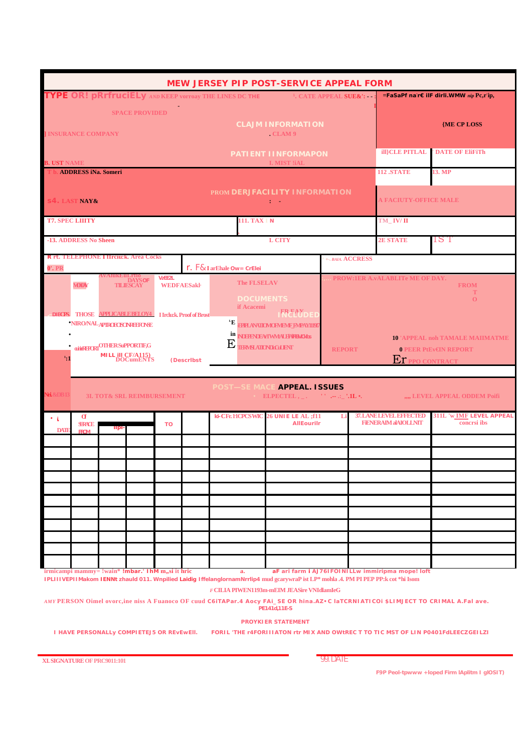# MEW JERSEY PIP POST-SERVICE APPEAL FORM

**TYPE OR! pRrfruciELy** AND KEEP vorroay THE LINES DC THE SPACE PROVIDED

1. CATE APPEAL SUE&': - - -

=FaSaPf na'r€ ilF dirli.WMW nip Pc,r'ip,

## CLAJM INFORMATION

] INSURANCE COMPANY

. CLAM 9

{ME CP LOSS

## PATIENT IINFORMAPON

B. UST NAME

I. MIST !iAL

ill}CLE PITLAL

DATE OF EliFiTh

T b. ADDRESS iNa. Someri

112 .STATE

13. MP

## PROM DERJ FACILITY INFORMATION

s4. LAST NAY&

A FACIUTY-OFFICE MALE

T7. SPEC LIIITY

111. TAX : N

TM_IV/ II

-13. ADDRESS No Sheen

L CITY

2E STATE

IS T

R rt. TELEPHONE I Ilrciu:k. Area Cocks

0'. PR

r. F&I arEhale Ow= CrElei

BAIA. ACCRESS

MODY

AVAIlakEuLrIIo DAYS OF TILIESCAY

VrEE2L WEDFAESakl·

The FLSELAV

PROW:IER A.vALABLITe ME OF DAY.

FROM T O

## DOCUMENTS

if Acacemi

## INCLUDED

FR EAY

DIECFS THOSE APPLICABLE BELOY4 I Irclu:k. Proof of Brost

• NIRONAL APIROECSONREEONSE

'E EPIPLANATIOMOFMEMEJMPAYIIEST

•

in NDEPENDEATWMALHAFEMOAs

10 'APPEAL noh TAMALE MAIIMATME

• aiiirREFORI OTHER SuPPORTIF,G

E TERMSLATIONOGLIENT

REPORT

0 PEER PtEv€IN REPORT

':1

MILL ill CF/A115) DOCUmENTS

(Describst

Er PPO CONTRACT

## POST—SE MACE APPEAL. ISSUES

Nri &DB13

3L TOT& SRL REIMBURSEMENT

ELPECTEL , _ . ' ' .-- .:_ '.1L •.

,,,, LEVEL APPEAL ODDEM Poifi

| • i DATE | Of SERACE FROM | llpi- | | TO | | kl-CFr. I1CPCS WIC | 26 UNIE LE AL ;f11 AllEourilr | Li | 37. LANE LEVEL EFFECTED FiENERAIM alAIOLLNIT | 311L 'w IMF LEVEL APPEAL concrsi ibs |
|---|---|---|---|---|---|---|---|---|---|---|
| | | | | | | | | | | |
| | | | | | | | | | | |
| | | | | | | | | | | |
| | | | | | | | | | | |
| | | | | | | | | | | |
| | | | | | | | | | | |
| | | | | | | | | | | |
| | | | | | | | | | | |
| | | | | | | | | | | |
| | | | | | | | | | | |
| | | | | | | | | | | |

irmicampi mammy= !wain* !mbar.' IhM m,,si it hric a. aF ari farm i AJ76IFOINILLw immiripma mope! loft IPLIIIVEPIIMakom IENNt zhauld 011. Wnpilied Laidig IffelanglornamNrrlip4 mud gcarywraP ist LP* mohla .4. PM PI PEP PP:k cot *hi Isom

F CILIA PIWEN1193m-mEIM JEASire VNIdlamIeG

AMY PERSON Oimel ovorc,ine niss A Fuanoco OF cuud C6iTAPar.4 Aocy FAi_SE OR hina.AZ•C laTCRNIATICOi $LIMJECT TO CRIMAL A.Fal ave. PE141d,11E-S

## PROYKIER STATEMENT

I HAVE PERSONALLy COMPIETEJ5 OR REvEwEll. FORIL 'THE r4FORIIIATON rtr MIX AND OWtREC T TO TIC MST OF LIN P0401FdLEECZGEILZI

XI. SIGNATURE OF PRC9011:101

99. DATE

F9P Peol-tpwww +loped Firm lAplitm I glOSIT)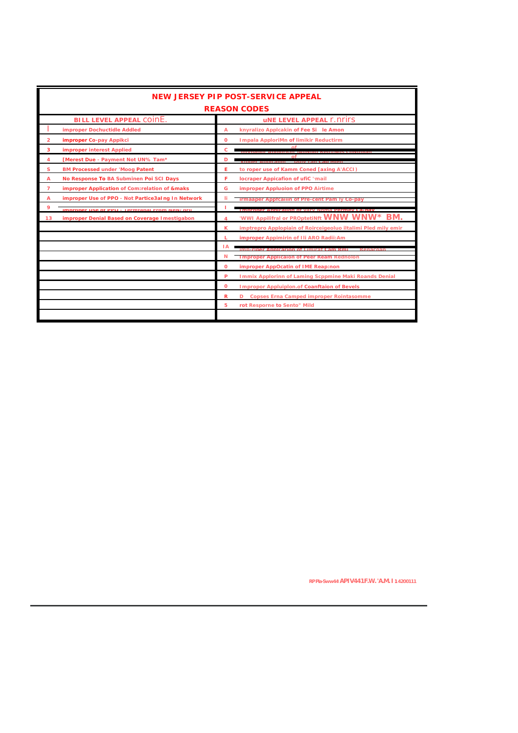# NEW JERSEY PIP POST-SERVICE APPEAL

## REASON CODES

| BILL LEVEL APPEAL coinE. | | uNE LEVEL APPEAL r.nrirs | |
|---|---|---|---|
| I | improper Dochuctidle Addled | A | knyralizo Applcakin of Fee Si le Amon |
| 2 | improper Co-pay Appikci | 0 | Impala ApploriMn of limikir Reductirm |
| 3 | improper interest Applied | C | of |
| 4 | [Merest Due - Payment Not UN% Tam* | D | of |
| 5 | BM Processed under 'Moog Patent | E | to roper use of Kamm Coned [axing A'ACCI) |
| A | No Response To BA Subminen Poi SCI Days | F | locraper Appicafion of ufiC "mail |
| 7 | improper Application of Com:relation of &maks | G | improper Appluoion of PPO Airtime |
| A | improper Use of PPO - Not Partice3al ng In Network | li | irmaaper Appfcaiin of Pre-cent Pam ly Co-pay |
| 9 | improper use of PPO - Terminal From New/ oru | I | Improper Application of vary Noma Permey Ca-pay |
| 13 | improper Denial Based on Coverage Imestigabon | 4 | 'WWI Appilifral or PROptetiNft WNW WNW* BM. |
| | | K | imptrepro Applopiain of Roirceigeoluo iltalimi Pled mily emir |
| | | L | improper Appimirin of Ili ARO Radii:Am |
| | | IA | imp-riper Applcarion of Limirat Cam Rml Repacoan |
| | | N | Improper Application of Peer Ream Rednolon |
| | | 0 | improper AppOcatin of IME Reap:non |
| | | P | Immix Applorinn of Laming Scppmine Maki Roands Denial |
| | | 0 | Impropor Appluiplon.of Coanftaion of Bevels |
| | | R | D Copses Erna Camped improper Rointasomme |
| | | 5 | rot Resporne to Sento" Mild |

RPPla-Sww44 APIV441F.W.'A.M.I 14200111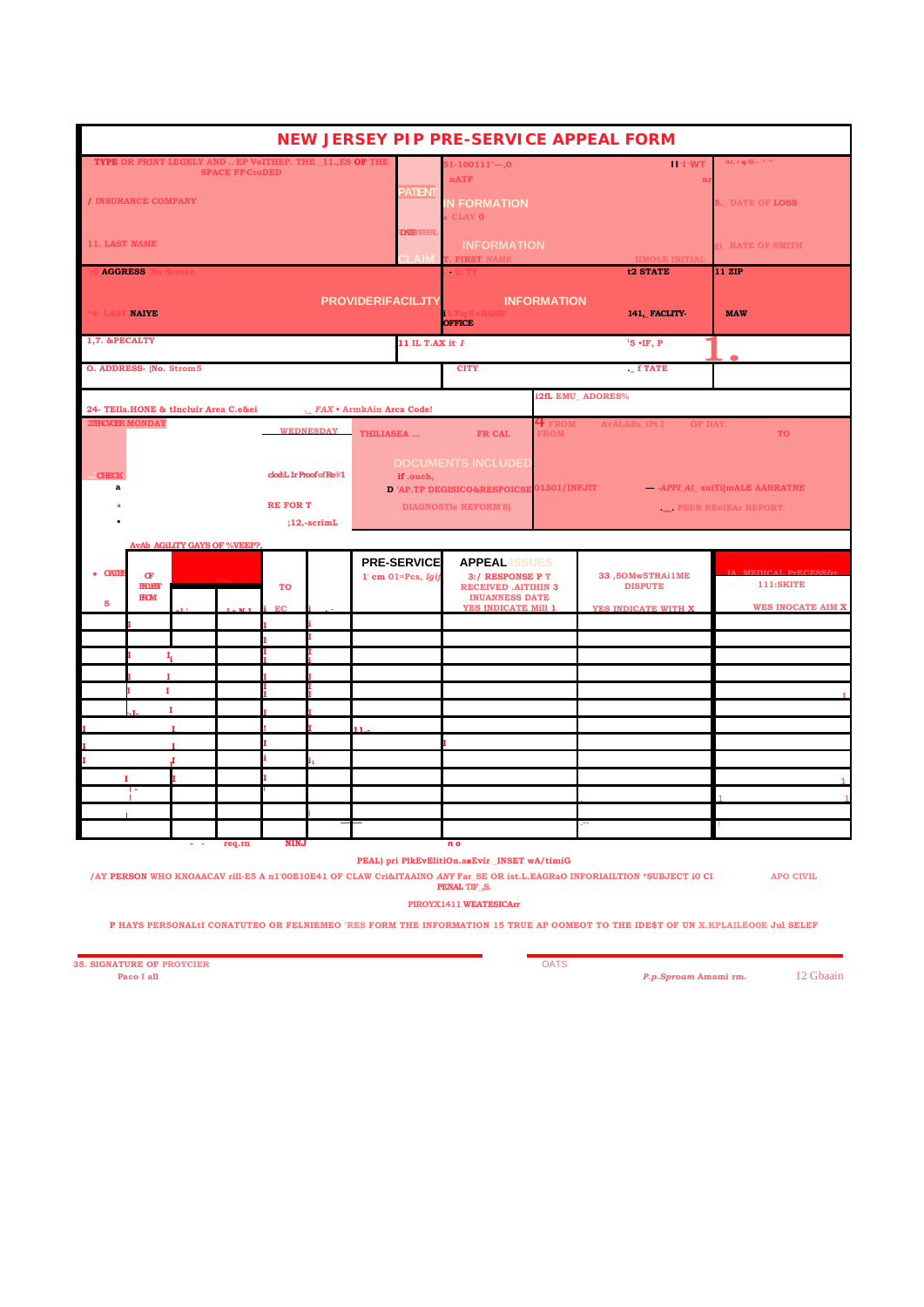# NEW JERSEY PIP PRE-SERVICE APPEAL FORM

TYPE DR PRINT LEGELY AND ..'EP VolTHEP. THE _11.,ES OF THE SPACE FF CroDED

| | | | |
|---|---|---|---|
| / INSURANCE COMPANY | PATIENT INFORMATION | 51-100111"—,0 nATF | Ar, r q-Bi— |
| | | a. CLAY 0 | 5._ DATE OF LOSS |
| 11. LAST NAME | DATE/ETEL CLAIM INFORMATION | T. FIRST NAME IIMOLE INITIAL | ri_ RATE OF SMITH |
| 'r0 AGGRESS (No Screen | | - C TY t2 STATE | 11 ZIP |

## PROVIDERIFACILJTY INFORMATION

| | | | |
|---|---|---|---|
| ^4. LAST NAIYE | 1 Fiq S r NAME OFFICE | 141,_ FACLITY- | MAW |
| 1,7. &PECALTY | 11 IL T.AX it f | '5 •IF, P | 1. |
| O. ADDRESS- (No. Strom5 | CITY | ._ f TATE | |
| | | i2fL EMU_ ADORES% | |

24- TEIla.HONE & tIncluir Area C.e&ei ,_ FAX • ArmkAin Arca Code!

27HCVOER MONDAY WEDNESDAY THILIASEA ... FR CAI. 4 FROM FROM AvALABa_iPt I OF DAY. TO

...CHECK a a • clodL Ir Proof of Re®1 RE FOR T ;12,-scrimL

## DOCUMENTS INCLUDED

if .ouch,

D 'AP.TP DEGISICO&RESPOICSE 01301/INFJIT — -APPI AI_ suiTi[mALE AARRATNE

DIAGNOSTIe REFORM'S) .__. PEER REvIEAr REPORT

AvAb AGiLiTY GAYS OF %VEEP?,

| • CATES 5 | OF HIGHEST FROM | | | TO EC | | PRE-SERVICE 1' cm 01=Pcs, Igif | APPEAL ISSUES 3:/ RESPONSE P T RECEIVED .AITHIN 3 INUANNESS DATE YES INDICATE Mill 1 | 33 ,5OMw5TRAi1ME DISPUTE YES INDICATE WITH X | IA MEDICAL PrECESSfrr 111:SKITE WES INOCATE AIM X |
|---|---|---|---|---|---|---|---|---|---|
| | | | | | | | | | |
| | | | | | | | | | |
| | | | | | | | | | |
| | | | | | | | | | |
| | | | | | | | | | |
| | | | | | | | | | |
| | | | | | | | | | |
| | | | | | | | | | |
| | | | | | | | | | |
| | | | | | | | | | |
| | | | | | | | | | |
| | | | | | | | | | |
| | | | | | | | | | |

- - req.rn NINJ n o

PEAL) pri PlkEvElitiOn.asEvir _INSET wA/timiG

/AY PERSON WHO KNOAACAV rill-E5 A n1'00E10E41 OF CLAW Cri&ITAAINO ANY Far_SE OR ist.L.EAGRaO INFORIAILTION *SUBJECT i0 CI APO CIVIL PENAL TIF ,S.

PIROYX1411 WEATESICArr

P HAYS PERSONALtI CONATUTEO OR FELNIEMEO 'RES FORM THE INFORMATION 15 TRUE AP OOMEOT TO THE IDE$T OF UN X.KPLAILEOOE Jul SELEF

35. SIGNATURE OF PROYCIER Paco I all

OATS

P.p.Sproam Amami rm.